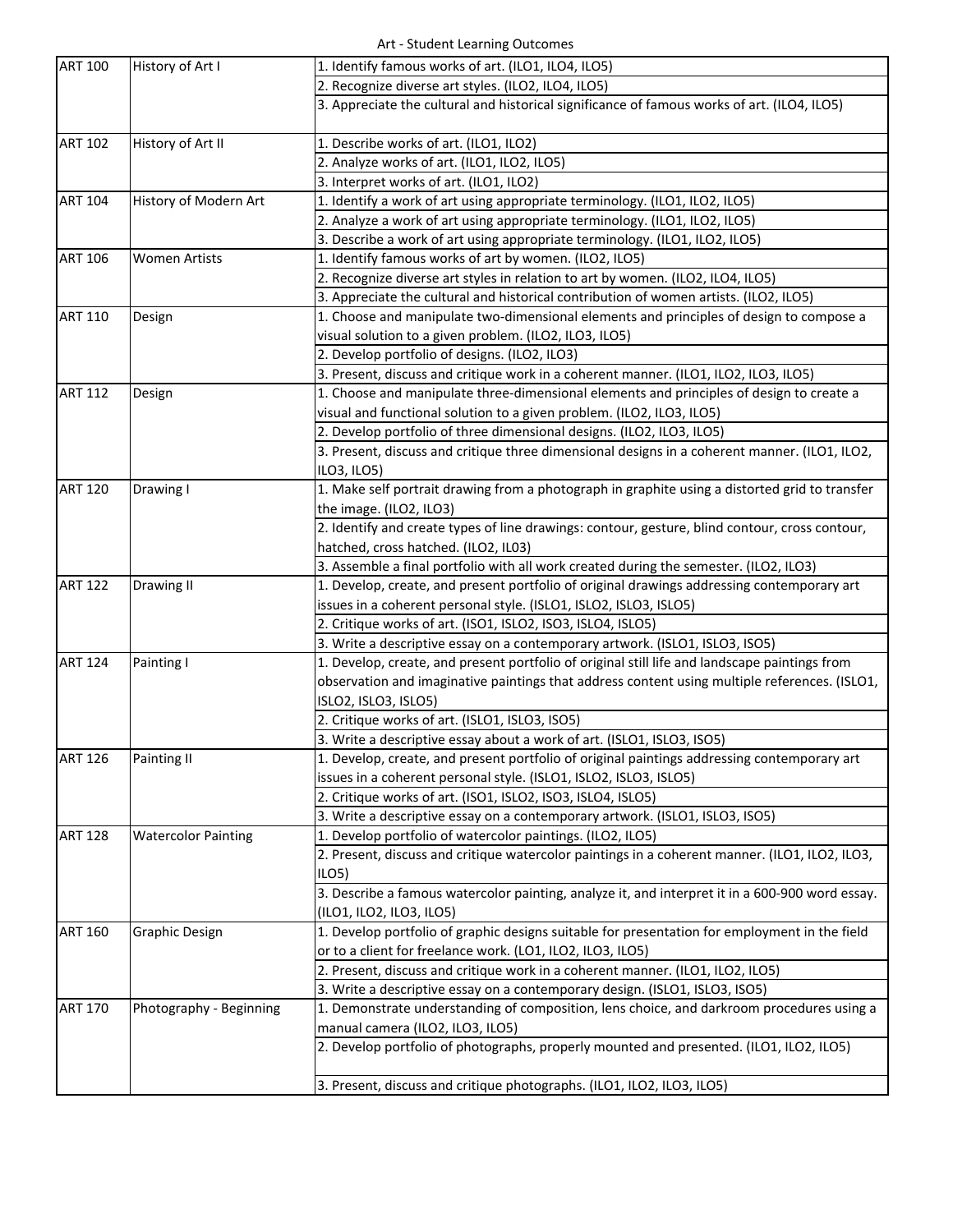Art - Student Learning Outcomes

| | | |
|---|---|---|
| ART 100 | History of Art I | 1. Identify famous works of art. (ILO1, ILO4, ILO5) |
| | | 2. Recognize diverse art styles. (ILO2, ILO4, ILO5) |
| | | 3. Appreciate the cultural and historical significance of famous works of art. (ILO4, ILO5) |
| ART 102 | History of Art II | 1. Describe works of art. (ILO1, ILO2) |
| | | 2. Analyze works of art. (ILO1, ILO2, ILO5) |
| | | 3. Interpret works of art. (ILO1, ILO2) |
| ART 104 | History of Modern Art | 1. Identify a work of art using appropriate terminology. (ILO1, ILO2, ILO5) |
| | | 2. Analyze a work of art using appropriate terminology. (ILO1, ILO2, ILO5) |
| | | 3. Describe a work of art using appropriate terminology. (ILO1, ILO2, ILO5) |
| ART 106 | Women Artists | 1. Identify famous works of art by women. (ILO2, ILO5) |
| | | 2. Recognize diverse art styles in relation to art by women. (ILO2, ILO4, ILO5) |
| | | 3. Appreciate the cultural and historical contribution of women artists. (ILO2, ILO5) |
| ART 110 | Design | 1. Choose and manipulate two-dimensional elements and principles of design to compose a visual solution to a given problem. (ILO2, ILO3, ILO5) |
| | | 2. Develop portfolio of designs. (ILO2, ILO3) |
| | | 3. Present, discuss and critique work in a coherent manner. (ILO1, ILO2, ILO3, ILO5) |
| ART 112 | Design | 1. Choose and manipulate three-dimensional elements and principles of design to create a visual and functional solution to a given problem. (ILO2, ILO3, ILO5) |
| | | 2. Develop portfolio of three dimensional designs. (ILO2, ILO3, ILO5) |
| | | 3. Present, discuss and critique three dimensional designs in a coherent manner. (ILO1, ILO2, ILO3, ILO5) |
| ART 120 | Drawing I | 1. Make self portrait drawing from a photograph in graphite using a distorted grid to transfer the image. (ILO2, ILO3) |
| | | 2. Identify and create types of line drawings: contour, gesture, blind contour, cross contour, hatched, cross hatched. (ILO2, IL03) |
| | | 3. Assemble a final portfolio with all work created during the semester. (ILO2, ILO3) |
| ART 122 | Drawing II | 1. Develop, create, and present portfolio of original drawings addressing contemporary art issues in a coherent personal style. (ISLO1, ISLO2, ISLO3, ISLO5) |
| | | 2. Critique works of art. (ISO1, ISLO2, ISO3, ISLO4, ISLO5) |
| | | 3. Write a descriptive essay on a contemporary artwork. (ISLO1, ISLO3, ISO5) |
| ART 124 | Painting I | 1. Develop, create, and present portfolio of original still life and landscape paintings from observation and imaginative paintings that address content using multiple references. (ISLO1, ISLO2, ISLO3, ISLO5) |
| | | 2. Critique works of art. (ISLO1, ISLO3, ISO5) |
| | | 3. Write a descriptive essay about a work of art. (ISLO1, ISLO3, ISO5) |
| ART 126 | Painting II | 1. Develop, create, and present portfolio of original paintings addressing contemporary art issues in a coherent personal style. (ISLO1, ISLO2, ISLO3, ISLO5) |
| | | 2. Critique works of art. (ISO1, ISLO2, ISO3, ISLO4, ISLO5) |
| | | 3. Write a descriptive essay on a contemporary artwork. (ISLO1, ISLO3, ISO5) |
| ART 128 | Watercolor Painting | 1. Develop portfolio of watercolor paintings. (ILO2, ILO5) |
| | | 2. Present, discuss and critique watercolor paintings in a coherent manner. (ILO1, ILO2, ILO3, ILO5) |
| | | 3. Describe a famous watercolor painting, analyze it, and interpret it in a 600-900 word essay. (ILO1, ILO2, ILO3, ILO5) |
| ART 160 | Graphic Design | 1. Develop portfolio of graphic designs suitable for presentation for employment in the field or to a client for freelance work. (LO1, ILO2, ILO3, ILO5) |
| | | 2. Present, discuss and critique work in a coherent manner. (ILO1, ILO2, ILO5) |
| | | 3. Write a descriptive essay on a contemporary design. (ISLO1, ISLO3, ISO5) |
| ART 170 | Photography - Beginning | 1. Demonstrate understanding of composition, lens choice, and darkroom procedures using a manual camera (ILO2, ILO3, ILO5) |
| | | 2. Develop portfolio of photographs, properly mounted and presented. (ILO1, ILO2, ILO5) |
| | | 3. Present, discuss and critique photographs. (ILO1, ILO2, ILO3, ILO5) |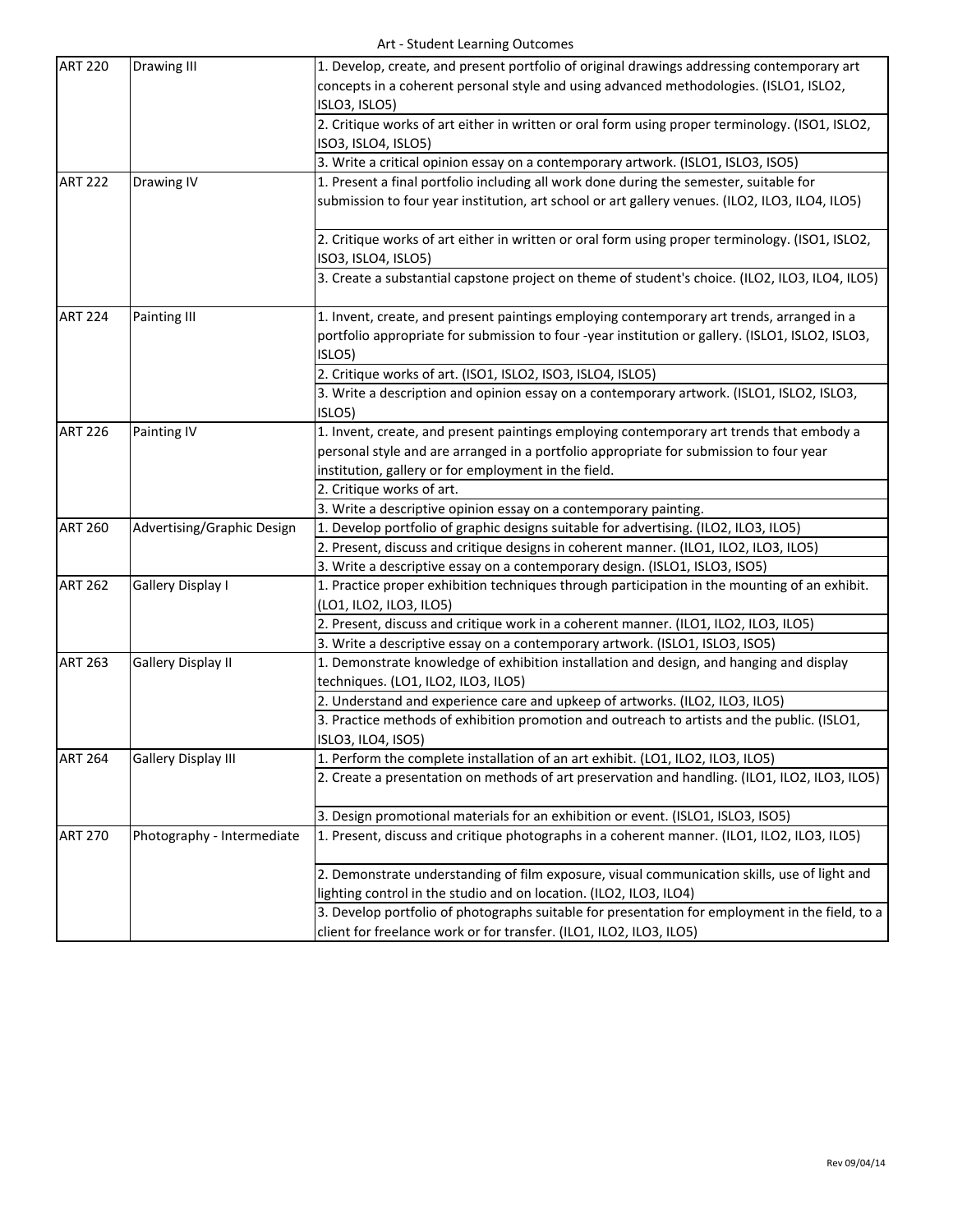| | | |
|---|---|---|
| ART 220 | Drawing III | 1. Develop, create, and present portfolio of original drawings addressing contemporary art concepts in a coherent personal style and using advanced methodologies. (ISLO1, ISLO2, ISLO3, ISLO5) |
| | | 2. Critique works of art either in written or oral form using proper terminology. (ISO1, ISLO2, ISO3, ISLO4, ISLO5) |
| | | 3. Write a critical opinion essay on a contemporary artwork. (ISLO1, ISLO3, ISO5) |
| ART 222 | Drawing IV | 1. Present a final portfolio including all work done during the semester, suitable for submission to four year institution, art school or art gallery venues. (ILO2, ILO3, ILO4, ILO5) |
| | | 2. Critique works of art either in written or oral form using proper terminology. (ISO1, ISLO2, ISO3, ISLO4, ISLO5) |
| | | 3. Create a substantial capstone project on theme of student's choice. (ILO2, ILO3, ILO4, ILO5) |
| ART 224 | Painting III | 1. Invent, create, and present paintings employing contemporary art trends, arranged in a portfolio appropriate for submission to four -year institution or gallery. (ISLO1, ISLO2, ISLO3, ISLO5) |
| | | 2. Critique works of art. (ISO1, ISLO2, ISO3, ISLO4, ISLO5) |
| | | 3. Write a description and opinion essay on a contemporary artwork. (ISLO1, ISLO2, ISLO3, ISLO5) |
| ART 226 | Painting IV | 1. Invent, create, and present paintings employing contemporary art trends that embody a personal style and are arranged in a portfolio appropriate for submission to four year institution, gallery or for employment in the field. |
| | | 2. Critique works of art. |
| | | 3. Write a descriptive opinion essay on a contemporary painting. |
| ART 260 | Advertising/Graphic Design | 1. Develop portfolio of graphic designs suitable for advertising. (ILO2, ILO3, ILO5) |
| | | 2. Present, discuss and critique designs in coherent manner. (ILO1, ILO2, ILO3, ILO5) |
| | | 3. Write a descriptive essay on a contemporary design. (ISLO1, ISLO3, ISO5) |
| ART 262 | Gallery Display I | 1. Practice proper exhibition techniques through participation in the mounting of an exhibit. (LO1, ILO2, ILO3, ILO5) |
| | | 2. Present, discuss and critique work in a coherent manner. (ILO1, ILO2, ILO3, ILO5) |
| | | 3. Write a descriptive essay on a contemporary artwork. (ISLO1, ISLO3, ISO5) |
| ART 263 | Gallery Display II | 1. Demonstrate knowledge of exhibition installation and design, and hanging and display techniques. (LO1, ILO2, ILO3, ILO5) |
| | | 2. Understand and experience care and upkeep of artworks. (ILO2, ILO3, ILO5) |
| | | 3. Practice methods of exhibition promotion and outreach to artists and the public. (ISLO1, ISLO3, ILO4, ISO5) |
| ART 264 | Gallery Display III | 1. Perform the complete installation of an art exhibit. (LO1, ILO2, ILO3, ILO5) |
| | | 2. Create a presentation on methods of art preservation and handling. (ILO1, ILO2, ILO3, ILO5) |
| | | 3. Design promotional materials for an exhibition or event. (ISLO1, ISLO3, ISO5) |
| ART 270 | Photography - Intermediate | 1. Present, discuss and critique photographs in a coherent manner. (ILO1, ILO2, ILO3, ILO5) |
| | | 2. Demonstrate understanding of film exposure, visual communication skills, use of light and lighting control in the studio and on location. (ILO2, ILO3, ILO4) |
| | | 3. Develop portfolio of photographs suitable for presentation for employment in the field, to a client for freelance work or for transfer. (ILO1, ILO2, ILO3, ILO5) |